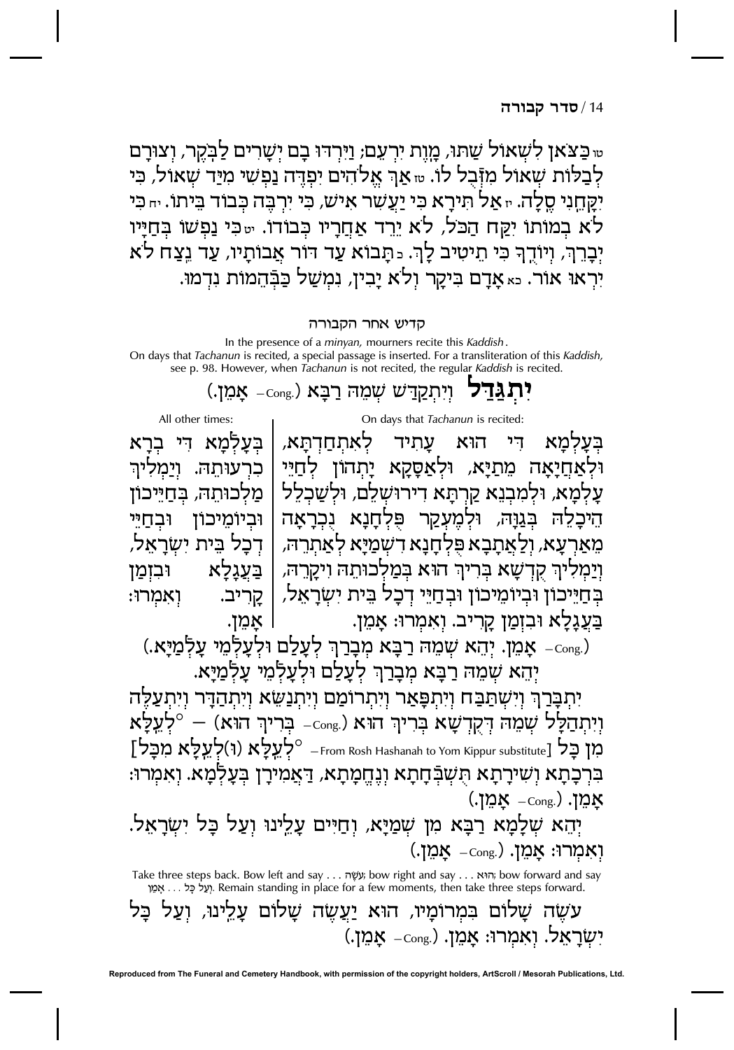טו כַּצֹּאן לִשְׁאוֹל שַׁתּוּ, מָוֶת יִרְעֵם; וַיִּרְדּוּ בָם יְשָׁרִים לַבֹּקֶר, וְצוּרָם לְבַלּוֹת שְׁאוֹל מִזְּבֻל לוֹ. טז אַךְ אֱלֹהִים יִפְדֶּה נַפְשִׁי מִיַּד שְׁאוֹל, כִּי יִקָּחֵנִי סֶלָה. יז אַל תִּירָא כִּי יַעֲשִׁר אִישׁ, כִּי יִרְבֶּה כְּבוֹד בֵּיתוֹ. יח כִּי לֹא בְמוֹתוֹ יִקַּח הַכֹּל, לֹא יֵרֵד אַחֲרָיו כְּבוֹדוֹ. יט כִּי נַפְשׁוֹ בְּחַיָּיו יְבָרֵךְ, וְיוֹדֻךָ כִּי תֵיטִיב לָךְ. כ תָּבוֹא עַד דּוֹר אֲבוֹתָיו, עַד נֵצַח לֹא יִרְאוּ אוֹר. כא אָדָם בִּיקָר וְלֹא יָבִין, נִמְשַׁל כַּבְּהֵמוֹת נִדְמוּ.

## קדיש אחר הקבורה

In the presence of a *minyan,* mourners recite this *Kaddish*.
On days that *Tachanun* is recited, a special passage is inserted. For a transliteration of this *Kaddish,* see p. 98. However, when *Tachanun* is not recited, the regular *Kaddish* is recited.

**יִתְגַּדַּל** וְיִתְקַדַּשׁ שְׁמֵהּ רַבָּא (.Cong – אָמֵן.)

On days that *Tachanun* is recited:

בְּעָלְמָא דִּי הוּא עָתִיד לְאִתְחַדְתָּא, וּלְאַחֲיָאָה מֵתַיָּא, וּלְאַסָּקָא יָתְהוֹן לְחַיֵּי עָלְמָא, וּלְמִבְנֵא קַרְתָּא דִירוּשְׁלֵם, וּלְשַׁכְלֵל הֵיכְלֵהּ בְּגַוַּהּ, וּלְמֶעְקַר פֻּלְחָנָא נֻכְרָאָה מֵאַרְעָא, וְלַאֲתָבָא פֻּלְחָנָא דִשְׁמַיָּא לְאַתְרֵהּ, וְיַמְלִיךְ קֻדְשָׁא בְּרִיךְ הוּא בְּמַלְכוּתֵהּ וִיקָרֵהּ, בְּחַיֵּיכוֹן וּבְיוֹמֵיכוֹן וּבְחַיֵּי דְכָל בֵּית יִשְׂרָאֵל, בַּעֲגָלָא וּבִזְמַן קָרִיב. וְאִמְרוּ: אָמֵן.

All other times:

בְּעָלְמָא דִּי בְרָא כִרְעוּתֵהּ. וְיַמְלִיךְ מַלְכוּתֵהּ, בְּחַיֵּיכוֹן וּבְיוֹמֵיכוֹן וּבְחַיֵּי דְכָל בֵּית יִשְׂרָאֵל, בַּעֲגָלָא וּבִזְמַן קָרִיב. וְאִמְרוּ: אָמֵן.

(.Cong – אָמֵן. יְהֵא שְׁמֵהּ רַבָּא מְבָרַךְ לְעָלַם וּלְעָלְמֵי עָלְמַיָּא.)

יְהֵא שְׁמֵהּ רַבָּא מְבָרַךְ לְעָלַם וּלְעָלְמֵי עָלְמַיָּא.

יִתְבָּרַךְ וְיִשְׁתַּבַּח וְיִתְפָּאַר וְיִתְרוֹמַם וְיִתְנַשֵּׂא וְיִתְהַדָּר וְיִתְעַלֶּה וְיִתְהַלָּל שְׁמֵהּ דְּקֻדְשָׁא בְּרִיךְ הוּא (.Cong – בְּרִיךְ הוּא) — °לְעֵלָּא מִן כָּל [°From Rosh Hashanah to Yom Kippur substitute – לְעֵלָּא (וּ)לְעֵלָּא מִכָּל] בִּרְכָתָא וְשִׁירָתָא תֻּשְׁבְּחָתָא וְנֶחֱמָתָא, דַּאֲמִירָן בְּעָלְמָא. וְאִמְרוּ: אָמֵן. (.Cong – אָמֵן.)

יְהֵא שְׁלָמָא רַבָּא מִן שְׁמַיָּא, וְחַיִּים עָלֵינוּ וְעַל כָּל יִשְׂרָאֵל. וְאִמְרוּ: אָמֵן. (.Cong – אָמֵן.)

Take three steps back. Bow left and say . . . עֹשֶׂה; bow right and say . . . הוּא; bow forward and say וְעַל כָּל . . . אָמֵן. Remain standing in place for a few moments, then take three steps forward.

עֹשֶׂה שָׁלוֹם בִּמְרוֹמָיו, הוּא יַעֲשֶׂה שָׁלוֹם עָלֵינוּ, וְעַל כָּל יִשְׂרָאֵל. וְאִמְרוּ: אָמֵן. (.Cong – אָמֵן.)

Reproduced from The Funeral and Cemetery Handbook, with permission of the copyright holders, ArtScroll / Mesorah Publications, Ltd.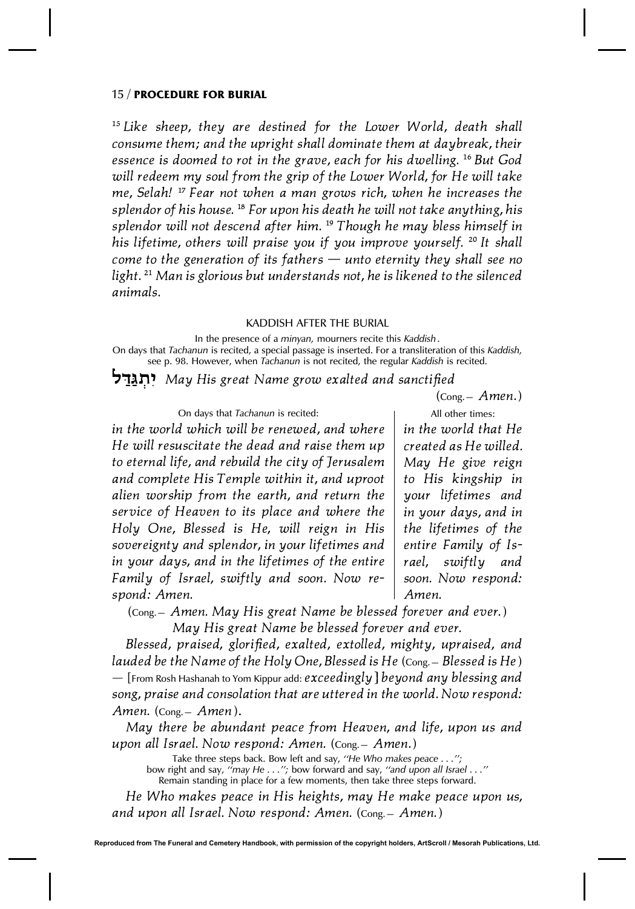[15] *Like sheep, they are destined for the Lower World, death shall consume them; and the upright shall dominate them at daybreak, their essence is doomed to rot in the grave, each for his dwelling.* [16] *But God will redeem my soul from the grip of the Lower World, for He will take me, Selah!* [17] *Fear not when a man grows rich, when he increases the splendor of his house.* [18] *For upon his death he will not take anything, his splendor will not descend after him.* [19] *Though he may bless himself in his lifetime, others will praise you if you improve yourself.* [20] *It shall come to the generation of its fathers — unto eternity they shall see no light.* [21] *Man is glorious but understands not, he is likened to the silenced animals.*

## KADDISH AFTER THE BURIAL

In the presence of a *minyan,* mourners recite this *Kaddish*.
On days that *Tachanun* is recited, a special passage is inserted. For a transliteration of this *Kaddish,* see p. 98. However, when *Tachanun* is not recited, the regular *Kaddish* is recited.

**יִתְגַּדַּל** *May His great Name grow exalted and sanctified*

(Cong. – *Amen.*)

On days that *Tachanun* is recited:

*in the world which will be renewed, and where He will resuscitate the dead and raise them up to eternal life, and rebuild the city of Jerusalem and complete His Temple within it, and uproot alien worship from the earth, and return the service of Heaven to its place and where the Holy One, Blessed is He, will reign in His sovereignty and splendor, in your lifetimes and in your days, and in the lifetimes of the entire Family of Israel, swiftly and soon. Now respond: Amen.*

All other times:

*in the world that He created as He willed. May He give reign to His kingship in your lifetimes and in your days, and in the lifetimes of the entire Family of Israel, swiftly and soon. Now respond: Amen.*

(Cong. – *Amen. May His great Name be blessed forever and ever.*)
*May His great Name be blessed forever and ever.*

*Blessed, praised, glorified, exalted, extolled, mighty, upraised, and lauded be the Name of the Holy One, Blessed is He* (Cong. – *Blessed is He*) — [From Rosh Hashanah to Yom Kippur add: *exceedingly*] *beyond any blessing and song, praise and consolation that are uttered in the world. Now respond: Amen.* (Cong. – *Amen*).

*May there be abundant peace from Heaven, and life, upon us and upon all Israel. Now respond: Amen.* (Cong. – *Amen.*)

Take three steps back. Bow left and say, *"He Who makes peace . . .";* bow right and say, *"may He . . .";* bow forward and say, *"and upon all Israel . . ."*
Remain standing in place for a few moments, then take three steps forward.

*He Who makes peace in His heights, may He make peace upon us, and upon all Israel. Now respond: Amen.* (Cong. – *Amen.*)

Reproduced from The Funeral and Cemetery Handbook, with permission of the copyright holders, ArtScroll / Mesorah Publications, Ltd.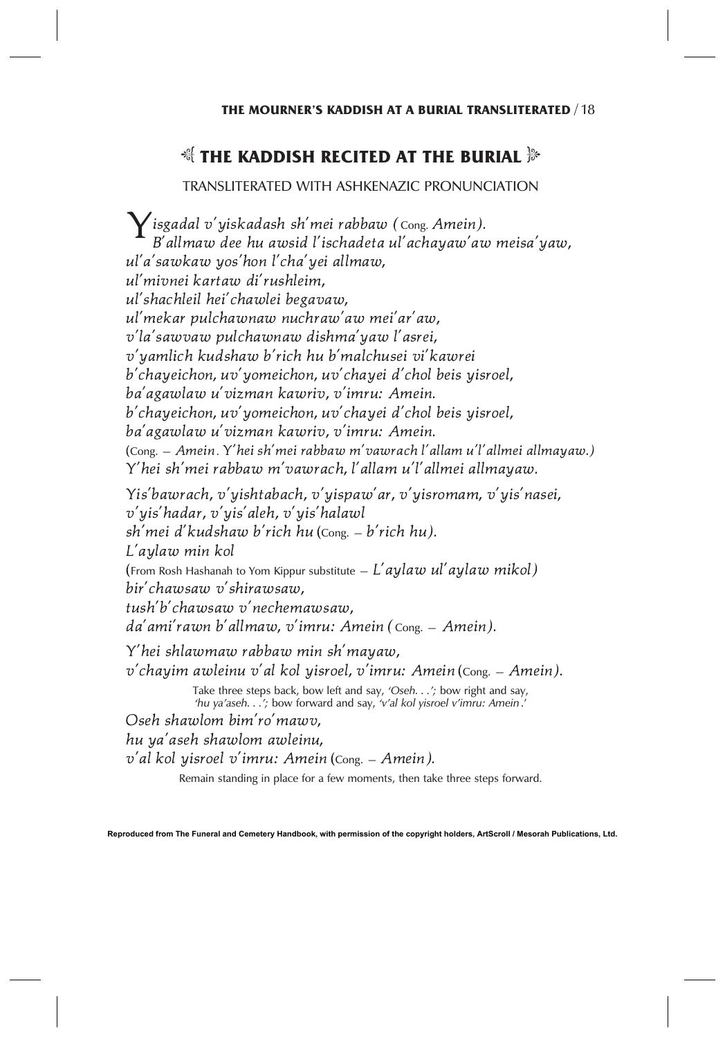# ⁂ THE KADDISH RECITED AT THE BURIAL ⁂

TRANSLITERATED WITH ASHKENAZIC PRONUNCIATION

*Yisgadal v'yiskadash sh'mei rabbaw* (Cong. *Amein*).
*B'allmaw dee hu awsid l'ischadeta ul'achayaw'aw meisa'yaw,*
*ul'a'sawkaw yos'hon l'cha'yei allmaw,*
*ul'mivnei kartaw di'rushleim,*
*ul'shachleil hei'chawlei begavaw,*
*ul'mekar pulchawnaw nuchraw'aw mei'ar'aw,*
*v'la'sawvaw pulchawnaw dishma'yaw l'asrei,*
*v'yamlich kudshaw b'rich hu b'malchusei vi'kawrei*
*b'chayeichon, uv'yomeichon, uv'chayei d'chol beis yisroel,*
*ba'agawlaw u'vizman kawriv, v'imru: Amein.*
*b'chayeichon, uv'yomeichon, uv'chayei d'chol beis yisroel,*
*ba'agawlaw u'vizman kawriv, v'imru: Amein.*
(Cong. – *Amein. Y'hei sh'mei rabbaw m'vawrach l'allam u'l'allmei allmayaw.*)
*Y'hei sh'mei rabbaw m'vawrach, l'allam u'l'allmei allmayaw.*

*Yis'bawrach, v'yishtabach, v'yispaw'ar, v'yisromam, v'yis'nasei,*
*v'yis'hadar, v'yis'aleh, v'yis'halawl*
*sh'mei d'kudshaw b'rich hu* (Cong. – *b'rich hu*).
*L'aylaw min kol*
(From Rosh Hashanah to Yom Kippur substitute – *L'aylaw ul'aylaw mikol*)
*bir'chawsaw v'shirawsaw,*
*tush'b'chawsaw v'nechemawsaw,*
*da'ami'rawn b'allmaw, v'imru: Amein* (Cong. – *Amein*).

*Y'hei shlawmaw rabbaw min sh'mayaw,*
*v'chayim awleinu v'al kol yisroel, v'imru: Amein* (Cong. – *Amein*).

Take three steps back, bow left and say, *'Oseh. . .'*; bow right and say, *'hu ya'aseh. . .'*; bow forward and say, *'v'al kol yisroel v'imru: Amein.'*

*Oseh shawlom bim'ro'mawv,*
*hu ya'aseh shawlom awleinu,*
*v'al kol yisroel v'imru: Amein* (Cong. – *Amein*).

Remain standing in place for a few moments, then take three steps forward.

**Reproduced from The Funeral and Cemetery Handbook, with permission of the copyright holders, ArtScroll / Mesorah Publications, Ltd.**